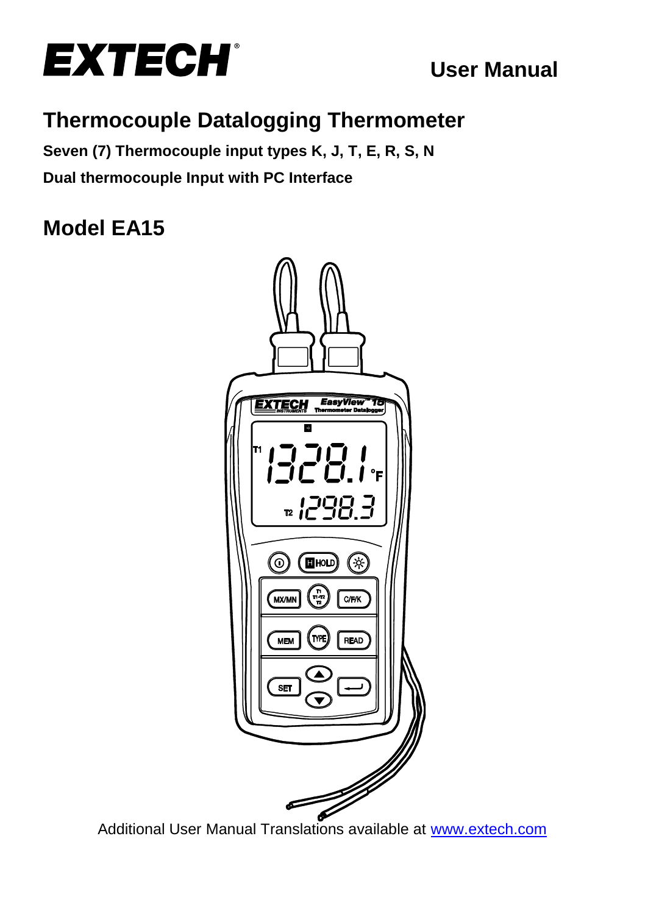# EXTECH®

**User Manual**

## Thermocouple Datalogging Thermometer

**Seven (7) Thermocouple input types K, J, T, E, R, S, N**

**Dual thermocouple Input with PC Interface**

## Model EA15

Additional User Manual Translations available at [www.extech.com](www.extech.com)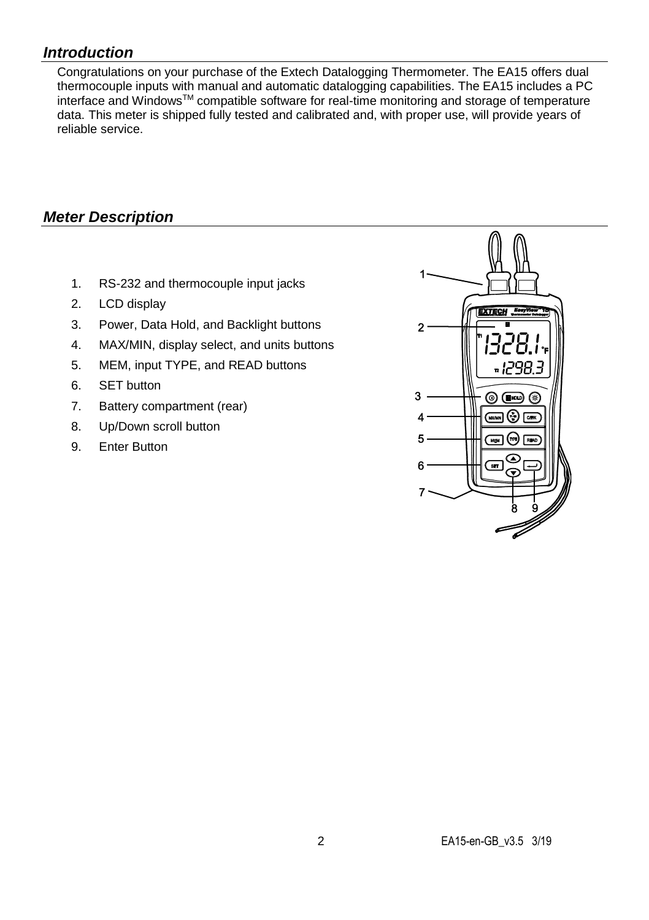## *Introduction*

Congratulations on your purchase of the Extech Datalogging Thermometer. The EA15 offers dual thermocouple inputs with manual and automatic datalogging capabilities. The EA15 includes a PC interface and Windows™ compatible software for real-time monitoring and storage of temperature data. This meter is shipped fully tested and calibrated and, with proper use, will provide years of reliable service.

## *Meter Description*

1. RS-232 and thermocouple input jacks
2. LCD display
3. Power, Data Hold, and Backlight buttons
4. MAX/MIN, display select, and units buttons
5. MEM, input TYPE, and READ buttons
6. SET button
7. Battery compartment (rear)
8. Up/Down scroll button
9. Enter Button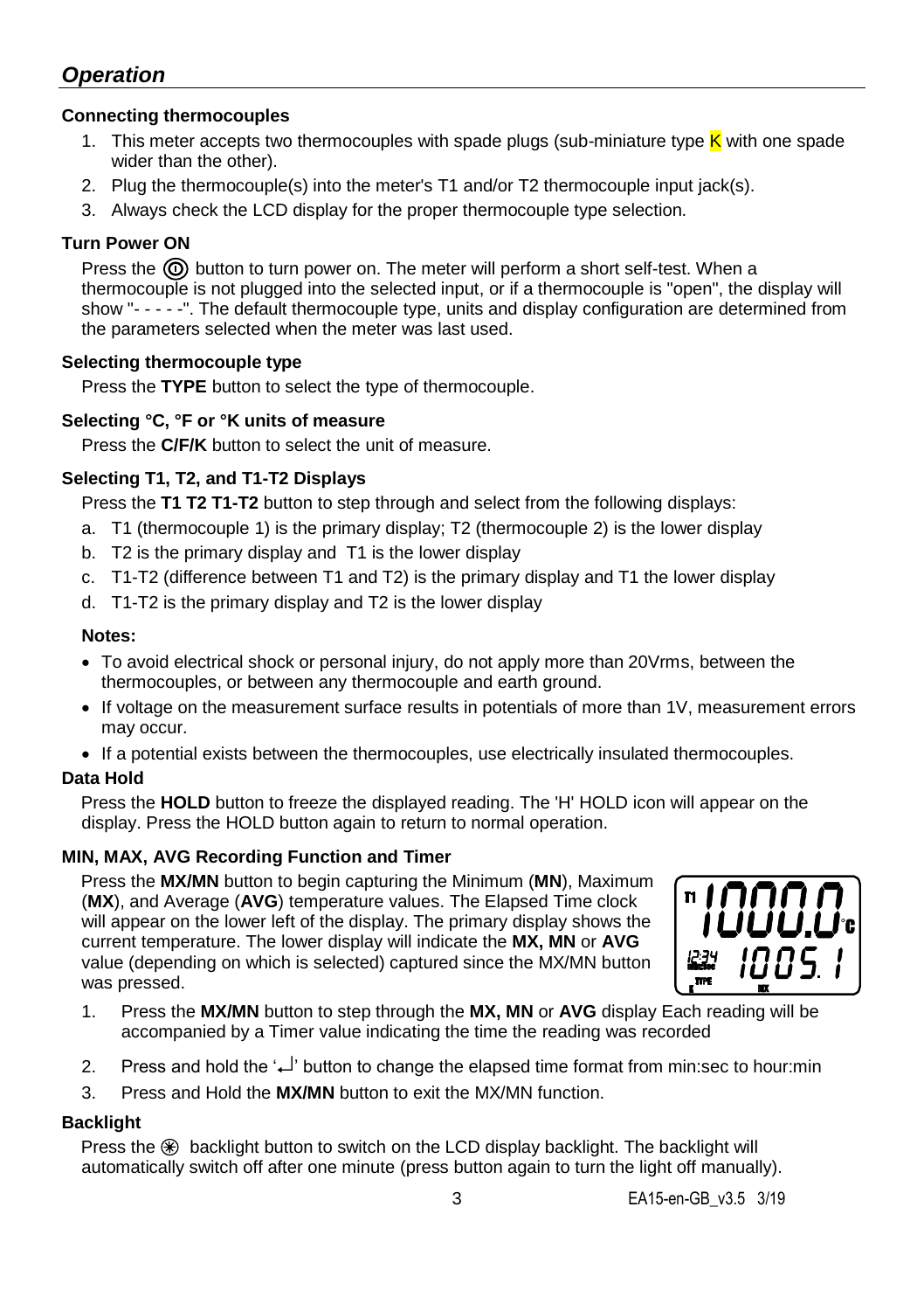## *Operation*

**Connecting thermocouples**

1. This meter accepts two thermocouples with spade plugs (sub-miniature type K with one spade wider than the other).
2. Plug the thermocouple(s) into the meter's T1 and/or T2 thermocouple input jack(s).
3. Always check the LCD display for the proper thermocouple type selection.

**Turn Power ON**

Press the ⓞ button to turn power on. The meter will perform a short self-test. When a thermocouple is not plugged into the selected input, or if a thermocouple is "open", the display will show "- - - - -". The default thermocouple type, units and display configuration are determined from the parameters selected when the meter was last used.

**Selecting thermocouple type**

Press the **TYPE** button to select the type of thermocouple.

**Selecting °C, °F or °K units of measure**

Press the **C/F/K** button to select the unit of measure.

**Selecting T1, T2, and T1-T2 Displays**

Press the **T1 T2 T1-T2** button to step through and select from the following displays:

a. T1 (thermocouple 1) is the primary display; T2 (thermocouple 2) is the lower display
b. T2 is the primary display and T1 is the lower display
c. T1-T2 (difference between T1 and T2) is the primary display and T1 the lower display
d. T1-T2 is the primary display and T2 is the lower display

**Notes:**

- To avoid electrical shock or personal injury, do not apply more than 20Vrms, between the thermocouples, or between any thermocouple and earth ground.
- If voltage on the measurement surface results in potentials of more than 1V, measurement errors may occur.
- If a potential exists between the thermocouples, use electrically insulated thermocouples.

**Data Hold**

Press the **HOLD** button to freeze the displayed reading. The 'H' HOLD icon will appear on the display. Press the HOLD button again to return to normal operation.

**MIN, MAX, AVG Recording Function and Timer**

Press the **MX/MN** button to begin capturing the Minimum (**MN**), Maximum (**MX**), and Average (**AVG**) temperature values. The Elapsed Time clock will appear on the lower left of the display. The primary display shows the current temperature. The lower display will indicate the **MX, MN** or **AVG** value (depending on which is selected) captured since the MX/MN button was pressed.

1. Press the **MX/MN** button to step through the **MX, MN** or **AVG** display Each reading will be accompanied by a Timer value indicating the time the reading was recorded
2. Press and hold the '↵' button to change the elapsed time format from min:sec to hour:min
3. Press and Hold the **MX/MN** button to exit the MX/MN function.

**Backlight**

Press the ✻ backlight button to switch on the LCD display backlight. The backlight will automatically switch off after one minute (press button again to turn the light off manually).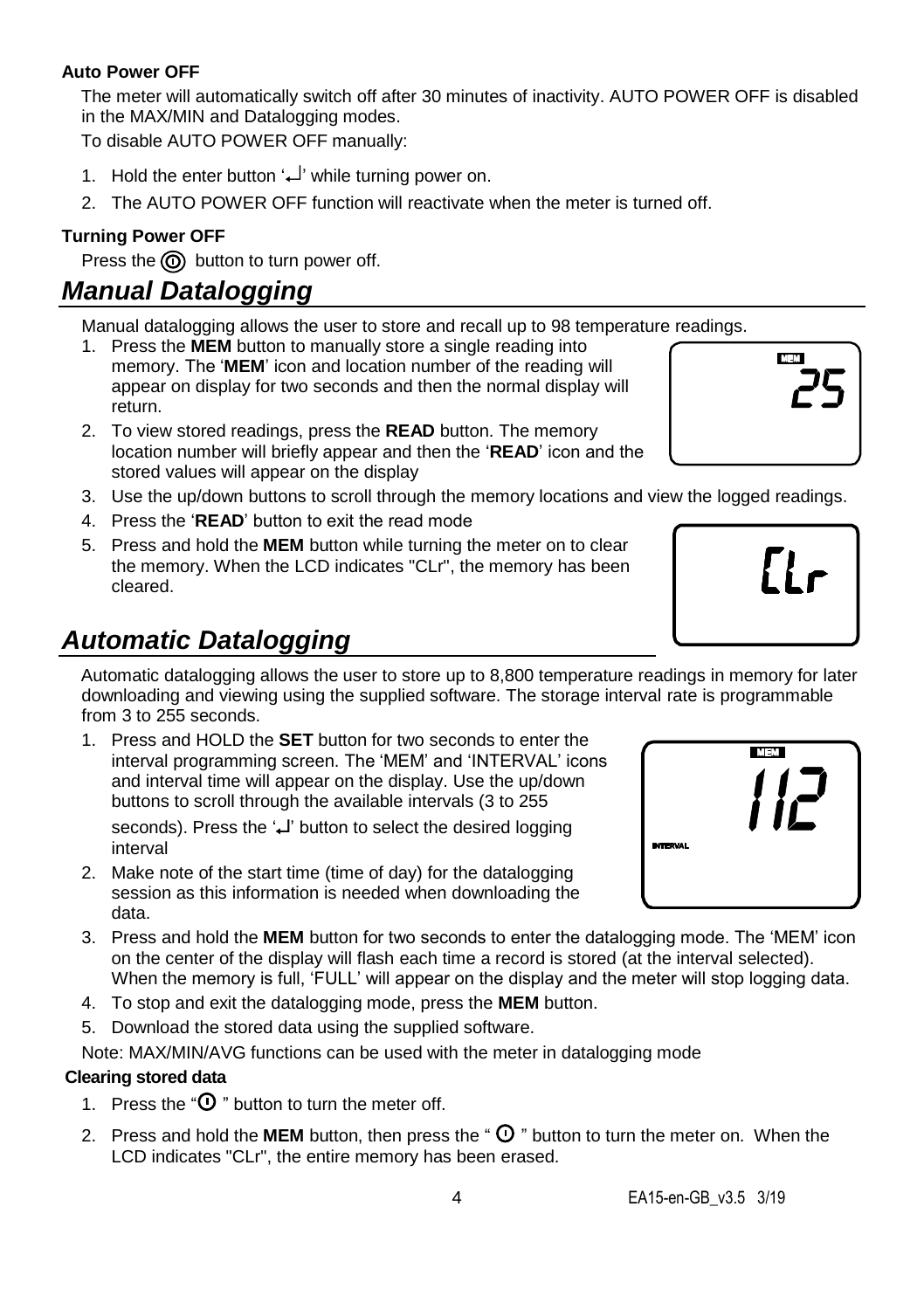**Auto Power OFF**

The meter will automatically switch off after 30 minutes of inactivity. AUTO POWER OFF is disabled in the MAX/MIN and Datalogging modes.

To disable AUTO POWER OFF manually:

1. Hold the enter button '↵' while turning power on.
2. The AUTO POWER OFF function will reactivate when the meter is turned off.

**Turning Power OFF**

Press the ⓞ button to turn power off.

## *Manual Datalogging*

Manual datalogging allows the user to store and recall up to 98 temperature readings.

1. Press the **MEM** button to manually store a single reading into memory. The '**MEM**' icon and location number of the reading will appear on display for two seconds and then the normal display will return.
2. To view stored readings, press the **READ** button. The memory location number will briefly appear and then the '**READ**' icon and the stored values will appear on the display
3. Use the up/down buttons to scroll through the memory locations and view the logged readings.
4. Press the '**READ**' button to exit the read mode
5. Press and hold the **MEM** button while turning the meter on to clear the memory. When the LCD indicates "CLr", the memory has been cleared.

## *Automatic Datalogging*

Automatic datalogging allows the user to store up to 8,800 temperature readings in memory for later downloading and viewing using the supplied software. The storage interval rate is programmable from 3 to 255 seconds.

1. Press and HOLD the **SET** button for two seconds to enter the interval programming screen. The 'MEM' and 'INTERVAL' icons and interval time will appear on the display. Use the up/down buttons to scroll through the available intervals (3 to 255 seconds). Press the '↵' button to select the desired logging interval
2. Make note of the start time (time of day) for the datalogging session as this information is needed when downloading the data.
3. Press and hold the **MEM** button for two seconds to enter the datalogging mode. The 'MEM' icon on the center of the display will flash each time a record is stored (at the interval selected). When the memory is full, 'FULL' will appear on the display and the meter will stop logging data.
4. To stop and exit the datalogging mode, press the **MEM** button.
5. Download the stored data using the supplied software.

Note: MAX/MIN/AVG functions can be used with the meter in datalogging mode

**Clearing stored data**

1. Press the "⏻ " button to turn the meter off.
2. Press and hold the **MEM** button, then press the " ⏻ " button to turn the meter on. When the LCD indicates "CLr", the entire memory has been erased.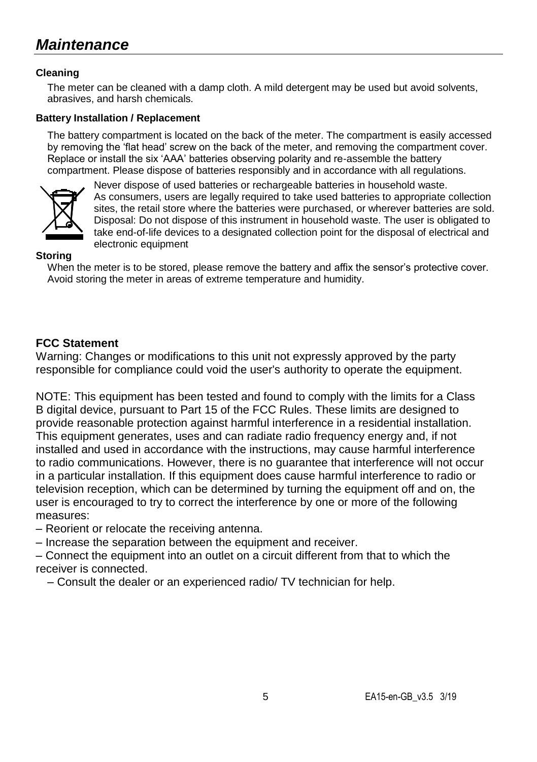# *Maintenance*

**Cleaning**

The meter can be cleaned with a damp cloth. A mild detergent may be used but avoid solvents, abrasives, and harsh chemicals.

**Battery Installation / Replacement**

The battery compartment is located on the back of the meter. The compartment is easily accessed by removing the 'flat head' screw on the back of the meter, and removing the compartment cover. Replace or install the six 'AAA' batteries observing polarity and re-assemble the battery compartment. Please dispose of batteries responsibly and in accordance with all regulations.

Never dispose of used batteries or rechargeable batteries in household waste.
As consumers, users are legally required to take used batteries to appropriate collection sites, the retail store where the batteries were purchased, or wherever batteries are sold.
Disposal: Do not dispose of this instrument in household waste. The user is obligated to take end-of-life devices to a designated collection point for the disposal of electrical and electronic equipment

**Storing**

When the meter is to be stored, please remove the battery and affix the sensor's protective cover. Avoid storing the meter in areas of extreme temperature and humidity.

**FCC Statement**

Warning: Changes or modifications to this unit not expressly approved by the party responsible for compliance could void the user's authority to operate the equipment.

NOTE: This equipment has been tested and found to comply with the limits for a Class B digital device, pursuant to Part 15 of the FCC Rules. These limits are designed to provide reasonable protection against harmful interference in a residential installation. This equipment generates, uses and can radiate radio frequency energy and, if not installed and used in accordance with the instructions, may cause harmful interference to radio communications. However, there is no guarantee that interference will not occur in a particular installation. If this equipment does cause harmful interference to radio or television reception, which can be determined by turning the equipment off and on, the user is encouraged to try to correct the interference by one or more of the following measures:

– Reorient or relocate the receiving antenna.
– Increase the separation between the equipment and receiver.
– Connect the equipment into an outlet on a circuit different from that to which the receiver is connected.
– Consult the dealer or an experienced radio/ TV technician for help.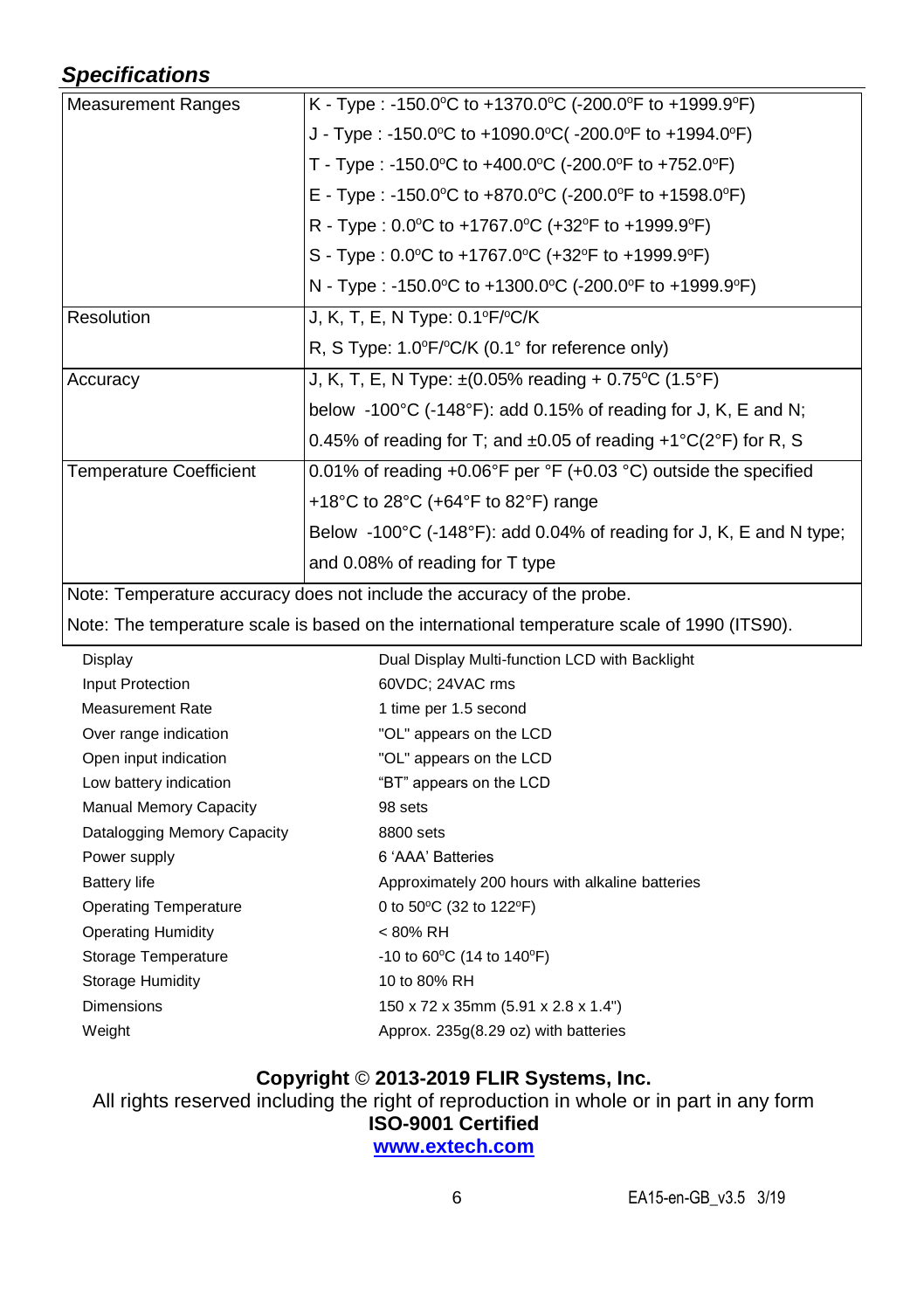## *Specifications*

| | |
|---|---|
| Measurement Ranges | K - Type : -150.0ºC to +1370.0ºC (-200.0ºF to +1999.9ºF) |
| | J - Type : -150.0ºC to +1090.0ºC( -200.0ºF to +1994.0ºF) |
| | T - Type : -150.0ºC to +400.0ºC (-200.0ºF to +752.0ºF) |
| | E - Type : -150.0ºC to +870.0ºC (-200.0ºF to +1598.0ºF) |
| | R - Type : 0.0ºC to +1767.0ºC (+32ºF to +1999.9ºF) |
| | S - Type : 0.0ºC to +1767.0ºC (+32ºF to +1999.9ºF) |
| | N - Type : -150.0ºC to +1300.0ºC (-200.0ºF to +1999.9ºF) |
| Resolution | J, K, T, E, N Type: 0.1ºF/ºC/K |
| | R, S Type: 1.0ºF/ºC/K (0.1° for reference only) |
| Accuracy | J, K, T, E, N Type: ±(0.05% reading + 0.75ºC (1.5°F) |
| | below -100°C (-148°F): add 0.15% of reading for J, K, E and N; |
| | 0.45% of reading for T; and ±0.05 of reading +1°C(2°F) for R, S |
| Temperature Coefficient | 0.01% of reading +0.06°F per °F (+0.03 °C) outside the specified |
| | +18°C to 28°C (+64°F to 82°F) range |
| | Below -100°C (-148°F): add 0.04% of reading for J, K, E and N type; |
| | and 0.08% of reading for T type |

Note: Temperature accuracy does not include the accuracy of the probe.

Note: The temperature scale is based on the international temperature scale of 1990 (ITS90).

| | |
|---|---|
| Display | Dual Display Multi-function LCD with Backlight |
| Input Protection | 60VDC; 24VAC rms |
| Measurement Rate | 1 time per 1.5 second |
| Over range indication | "OL" appears on the LCD |
| Open input indication | "OL" appears on the LCD |
| Low battery indication | "BT" appears on the LCD |
| Manual Memory Capacity | 98 sets |
| Datalogging Memory Capacity | 8800 sets |
| Power supply | 6 'AAA' Batteries |
| Battery life | Approximately 200 hours with alkaline batteries |
| Operating Temperature | 0 to 50ºC (32 to 122ºF) |
| Operating Humidity | < 80% RH |
| Storage Temperature | -10 to 60ºC (14 to 140ºF) |
| Storage Humidity | 10 to 80% RH |
| Dimensions | 150 x 72 x 35mm (5.91 x 2.8 x 1.4") |
| Weight | Approx. 235g(8.29 oz) with batteries |

**Copyright © 2013-2019 FLIR Systems, Inc.**

All rights reserved including the right of reproduction in whole or in part in any form

**ISO-9001 Certified**

**www.extech.com**

EA15-en-GB_v3.5 3/19